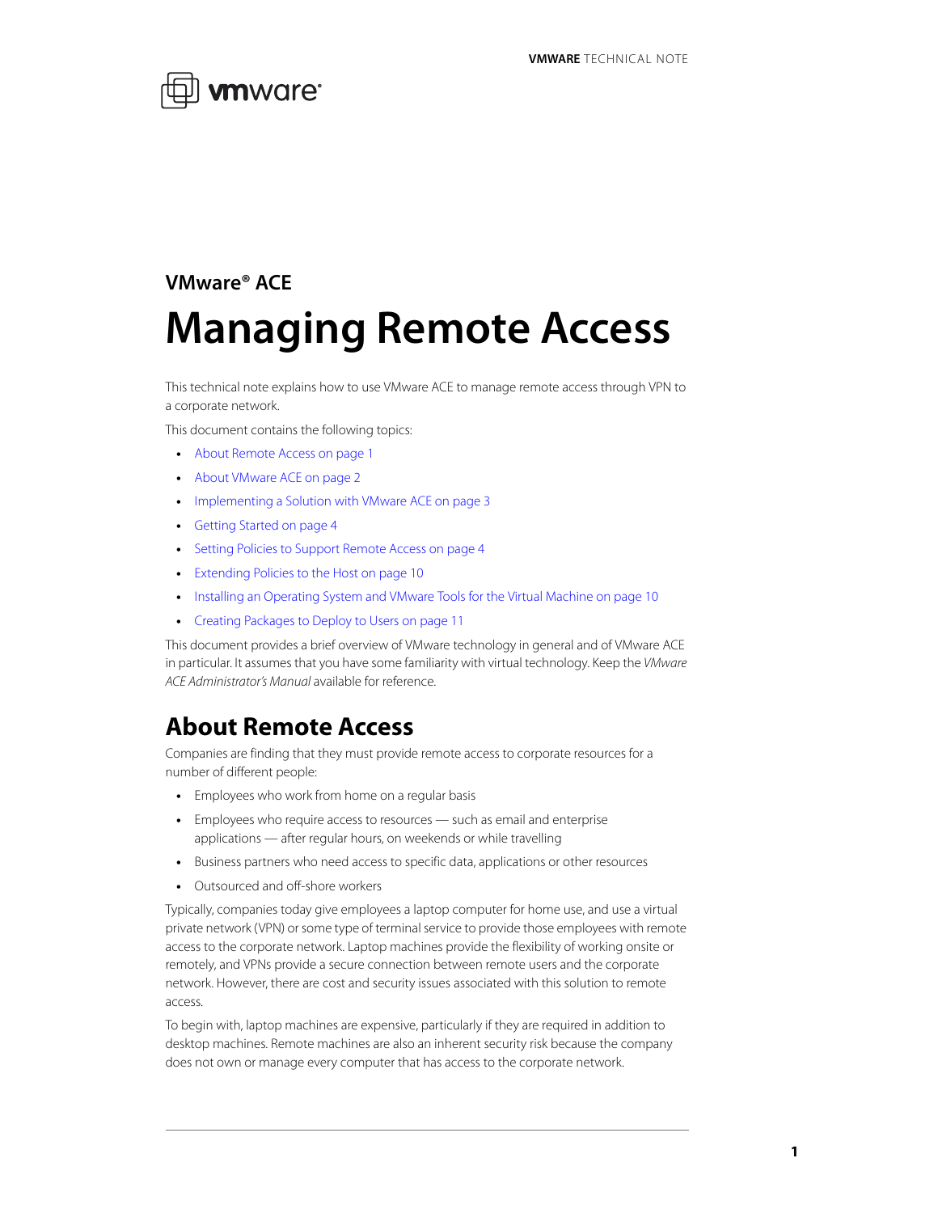VMware® ACE

# Managing Remote Access

This technical note explains how to use VMware ACE to manage remote access through VPN to a corporate network.

This document contains the following topics:

- About Remote Access on page 1
- About VMware ACE on page 2
- Implementing a Solution with VMware ACE on page 3
- Getting Started on page 4
- Setting Policies to Support Remote Access on page 4
- Extending Policies to the Host on page 10
- Installing an Operating System and VMware Tools for the Virtual Machine on page 10
- Creating Packages to Deploy to Users on page 11

This document provides a brief overview of VMware technology in general and of VMware ACE in particular. It assumes that you have some familiarity with virtual technology. Keep the *VMware ACE Administrator's Manual* available for reference.

## About Remote Access

Companies are finding that they must provide remote access to corporate resources for a number of different people:

- Employees who work from home on a regular basis
- Employees who require access to resources — such as email and enterprise applications — after regular hours, on weekends or while travelling
- Business partners who need access to specific data, applications or other resources
- Outsourced and off-shore workers

Typically, companies today give employees a laptop computer for home use, and use a virtual private network (VPN) or some type of terminal service to provide those employees with remote access to the corporate network. Laptop machines provide the flexibility of working onsite or remotely, and VPNs provide a secure connection between remote users and the corporate network. However, there are cost and security issues associated with this solution to remote access.

To begin with, laptop machines are expensive, particularly if they are required in addition to desktop machines. Remote machines are also an inherent security risk because the company does not own or manage every computer that has access to the corporate network.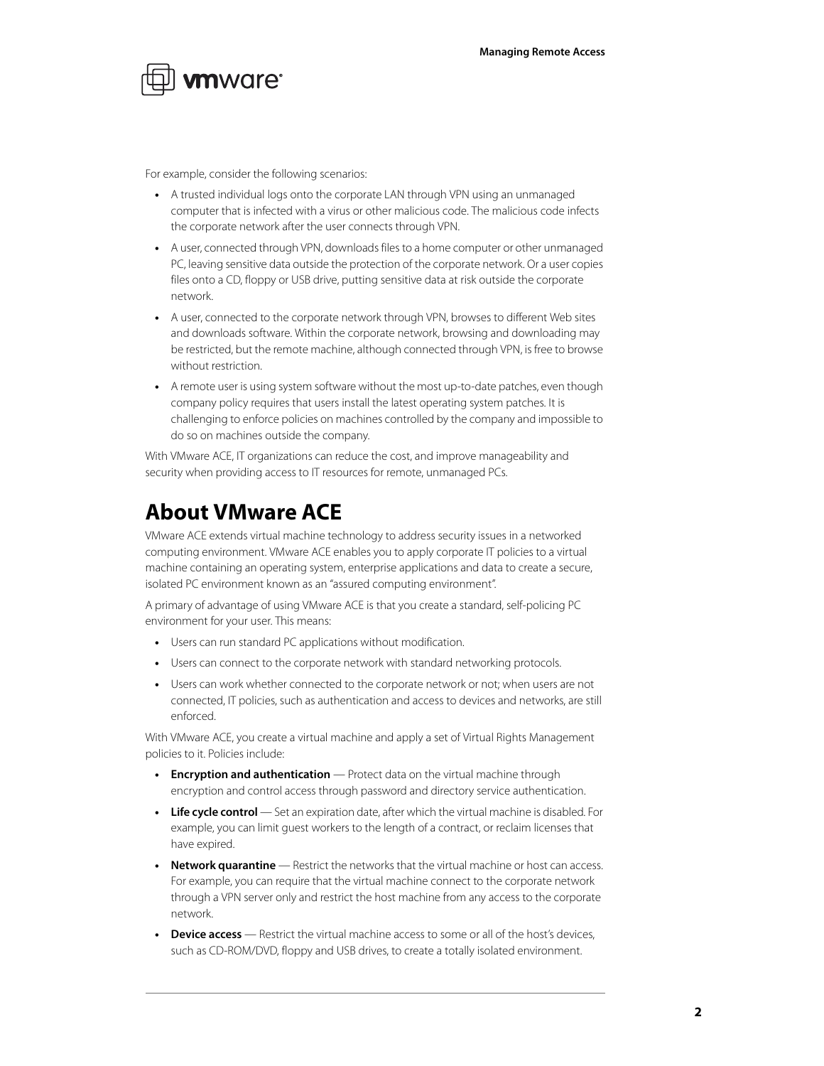For example, consider the following scenarios:

- A trusted individual logs onto the corporate LAN through VPN using an unmanaged computer that is infected with a virus or other malicious code. The malicious code infects the corporate network after the user connects through VPN.
- A user, connected through VPN, downloads files to a home computer or other unmanaged PC, leaving sensitive data outside the protection of the corporate network. Or a user copies files onto a CD, floppy or USB drive, putting sensitive data at risk outside the corporate network.
- A user, connected to the corporate network through VPN, browses to different Web sites and downloads software. Within the corporate network, browsing and downloading may be restricted, but the remote machine, although connected through VPN, is free to browse without restriction.
- A remote user is using system software without the most up-to-date patches, even though company policy requires that users install the latest operating system patches. It is challenging to enforce policies on machines controlled by the company and impossible to do so on machines outside the company.

With VMware ACE, IT organizations can reduce the cost, and improve manageability and security when providing access to IT resources for remote, unmanaged PCs.

# About VMware ACE

VMware ACE extends virtual machine technology to address security issues in a networked computing environment. VMware ACE enables you to apply corporate IT policies to a virtual machine containing an operating system, enterprise applications and data to create a secure, isolated PC environment known as an "assured computing environment".

A primary of advantage of using VMware ACE is that you create a standard, self-policing PC environment for your user. This means:

- Users can run standard PC applications without modification.
- Users can connect to the corporate network with standard networking protocols.
- Users can work whether connected to the corporate network or not; when users are not connected, IT policies, such as authentication and access to devices and networks, are still enforced.

With VMware ACE, you create a virtual machine and apply a set of Virtual Rights Management policies to it. Policies include:

- **Encryption and authentication** — Protect data on the virtual machine through encryption and control access through password and directory service authentication.
- **Life cycle control** — Set an expiration date, after which the virtual machine is disabled. For example, you can limit guest workers to the length of a contract, or reclaim licenses that have expired.
- **Network quarantine** — Restrict the networks that the virtual machine or host can access. For example, you can require that the virtual machine connect to the corporate network through a VPN server only and restrict the host machine from any access to the corporate network.
- **Device access** — Restrict the virtual machine access to some or all of the host's devices, such as CD-ROM/DVD, floppy and USB drives, to create a totally isolated environment.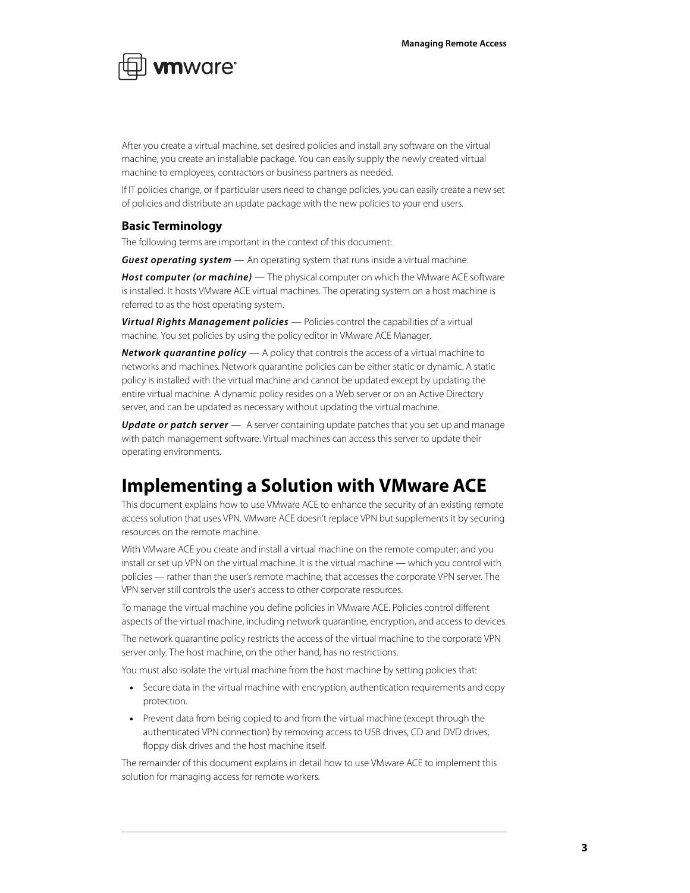After you create a virtual machine, set desired policies and install any software on the virtual machine, you create an installable package. You can easily supply the newly created virtual machine to employees, contractors or business partners as needed.

If IT policies change, or if particular users need to change policies, you can easily create a new set of policies and distribute an update package with the new policies to your end users.

### Basic Terminology

The following terms are important in the context of this document:

***Guest operating system*** — An operating system that runs inside a virtual machine.

***Host computer (or machine)*** — The physical computer on which the VMware ACE software is installed. It hosts VMware ACE virtual machines. The operating system on a host machine is referred to as the host operating system.

***Virtual Rights Management policies*** — Policies control the capabilities of a virtual machine. You set policies by using the policy editor in VMware ACE Manager.

***Network quarantine policy*** — A policy that controls the access of a virtual machine to networks and machines. Network quarantine policies can be either static or dynamic. A static policy is installed with the virtual machine and cannot be updated except by updating the entire virtual machine. A dynamic policy resides on a Web server or on an Active Directory server, and can be updated as necessary without updating the virtual machine.

***Update or patch server*** — A server containing update patches that you set up and manage with patch management software. Virtual machines can access this server to update their operating environments.

## Implementing a Solution with VMware ACE

This document explains how to use VMware ACE to enhance the security of an existing remote access solution that uses VPN. VMware ACE doesn't replace VPN but supplements it by securing resources on the remote machine.

With VMware ACE you create and install a virtual machine on the remote computer; and you install or set up VPN on the virtual machine. It is the virtual machine — which you control with policies — rather than the user's remote machine, that accesses the corporate VPN server. The VPN server still controls the user's access to other corporate resources.

To manage the virtual machine you define policies in VMware ACE. Policies control different aspects of the virtual machine, including network quarantine, encryption, and access to devices.

The network quarantine policy restricts the access of the virtual machine to the corporate VPN server only. The host machine, on the other hand, has no restrictions.

You must also isolate the virtual machine from the host machine by setting policies that:

- Secure data in the virtual machine with encryption, authentication requirements and copy protection.
- Prevent data from being copied to and from the virtual machine (except through the authenticated VPN connection) by removing access to USB drives, CD and DVD drives, floppy disk drives and the host machine itself.

The remainder of this document explains in detail how to use VMware ACE to implement this solution for managing access for remote workers.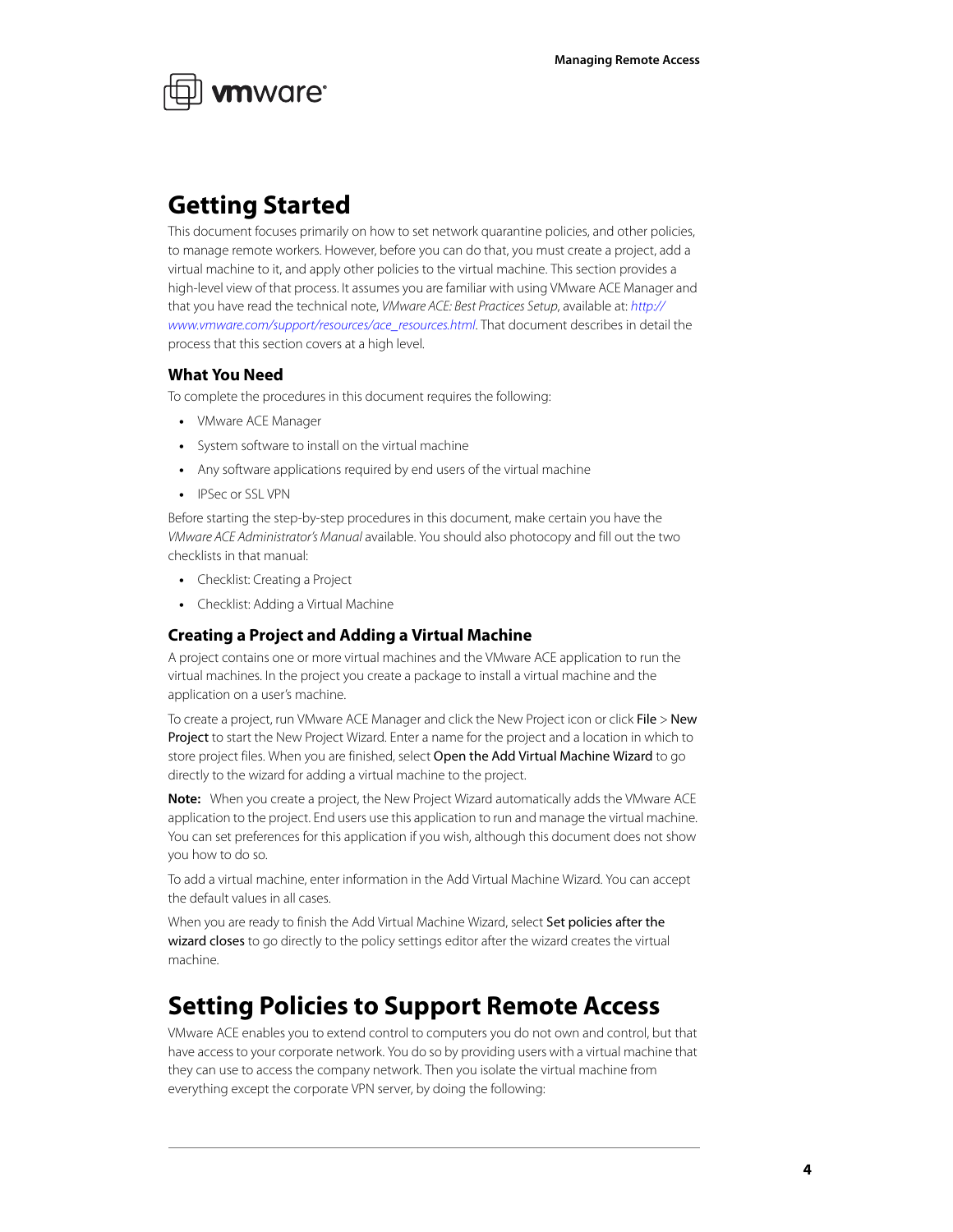# Getting Started

This document focuses primarily on how to set network quarantine policies, and other policies, to manage remote workers. However, before you can do that, you must create a project, add a virtual machine to it, and apply other policies to the virtual machine. This section provides a high-level view of that process. It assumes you are familiar with using VMware ACE Manager and that you have read the technical note, *VMware ACE: Best Practices Setup*, available at: *http://www.vmware.com/support/resources/ace_resources.html*. That document describes in detail the process that this section covers at a high level.

## What You Need

To complete the procedures in this document requires the following:

- VMware ACE Manager
- System software to install on the virtual machine
- Any software applications required by end users of the virtual machine
- IPSec or SSL VPN

Before starting the step-by-step procedures in this document, make certain you have the *VMware ACE Administrator's Manual* available. You should also photocopy and fill out the two checklists in that manual:

- Checklist: Creating a Project
- Checklist: Adding a Virtual Machine

## Creating a Project and Adding a Virtual Machine

A project contains one or more virtual machines and the VMware ACE application to run the virtual machines. In the project you create a package to install a virtual machine and the application on a user's machine.

To create a project, run VMware ACE Manager and click the New Project icon or click File > New Project to start the New Project Wizard. Enter a name for the project and a location in which to store project files. When you are finished, select Open the Add Virtual Machine Wizard to go directly to the wizard for adding a virtual machine to the project.

**Note:** When you create a project, the New Project Wizard automatically adds the VMware ACE application to the project. End users use this application to run and manage the virtual machine. You can set preferences for this application if you wish, although this document does not show you how to do so.

To add a virtual machine, enter information in the Add Virtual Machine Wizard. You can accept the default values in all cases.

When you are ready to finish the Add Virtual Machine Wizard, select Set policies after the wizard closes to go directly to the policy settings editor after the wizard creates the virtual machine.

# Setting Policies to Support Remote Access

VMware ACE enables you to extend control to computers you do not own and control, but that have access to your corporate network. You do so by providing users with a virtual machine that they can use to access the company network. Then you isolate the virtual machine from everything except the corporate VPN server, by doing the following: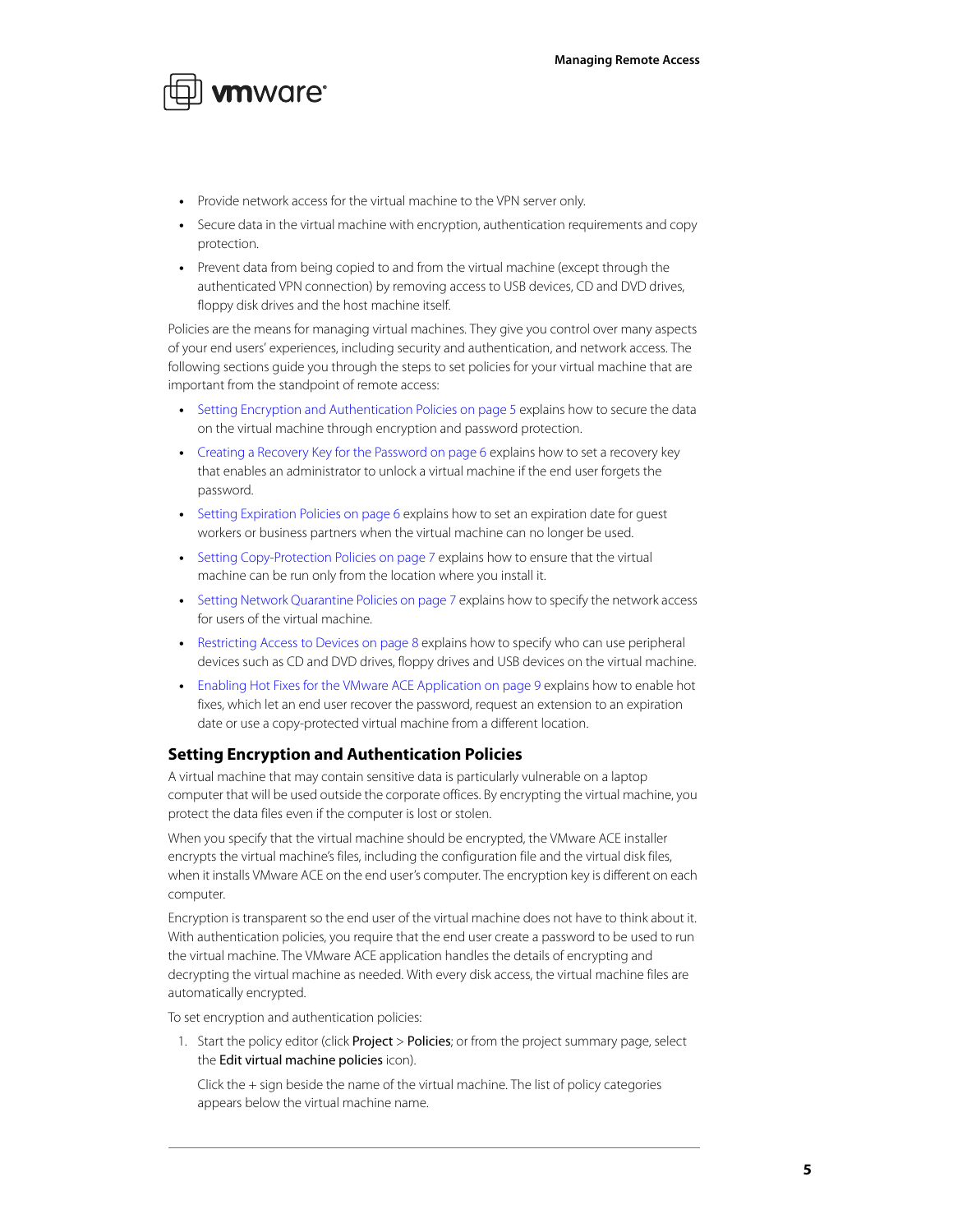- Provide network access for the virtual machine to the VPN server only.
- Secure data in the virtual machine with encryption, authentication requirements and copy protection.
- Prevent data from being copied to and from the virtual machine (except through the authenticated VPN connection) by removing access to USB devices, CD and DVD drives, floppy disk drives and the host machine itself.

Policies are the means for managing virtual machines. They give you control over many aspects of your end users' experiences, including security and authentication, and network access. The following sections guide you through the steps to set policies for your virtual machine that are important from the standpoint of remote access:

- Setting Encryption and Authentication Policies on page 5 explains how to secure the data on the virtual machine through encryption and password protection.
- Creating a Recovery Key for the Password on page 6 explains how to set a recovery key that enables an administrator to unlock a virtual machine if the end user forgets the password.
- Setting Expiration Policies on page 6 explains how to set an expiration date for guest workers or business partners when the virtual machine can no longer be used.
- Setting Copy-Protection Policies on page 7 explains how to ensure that the virtual machine can be run only from the location where you install it.
- Setting Network Quarantine Policies on page 7 explains how to specify the network access for users of the virtual machine.
- Restricting Access to Devices on page 8 explains how to specify who can use peripheral devices such as CD and DVD drives, floppy drives and USB devices on the virtual machine.
- Enabling Hot Fixes for the VMware ACE Application on page 9 explains how to enable hot fixes, which let an end user recover the password, request an extension to an expiration date or use a copy-protected virtual machine from a different location.

## Setting Encryption and Authentication Policies

A virtual machine that may contain sensitive data is particularly vulnerable on a laptop computer that will be used outside the corporate offices. By encrypting the virtual machine, you protect the data files even if the computer is lost or stolen.

When you specify that the virtual machine should be encrypted, the VMware ACE installer encrypts the virtual machine's files, including the configuration file and the virtual disk files, when it installs VMware ACE on the end user's computer. The encryption key is different on each computer.

Encryption is transparent so the end user of the virtual machine does not have to think about it. With authentication policies, you require that the end user create a password to be used to run the virtual machine. The VMware ACE application handles the details of encrypting and decrypting the virtual machine as needed. With every disk access, the virtual machine files are automatically encrypted.

To set encryption and authentication policies:

1. Start the policy editor (click **Project** > **Policies**; or from the project summary page, select the **Edit virtual machine policies** icon).

   Click the + sign beside the name of the virtual machine. The list of policy categories appears below the virtual machine name.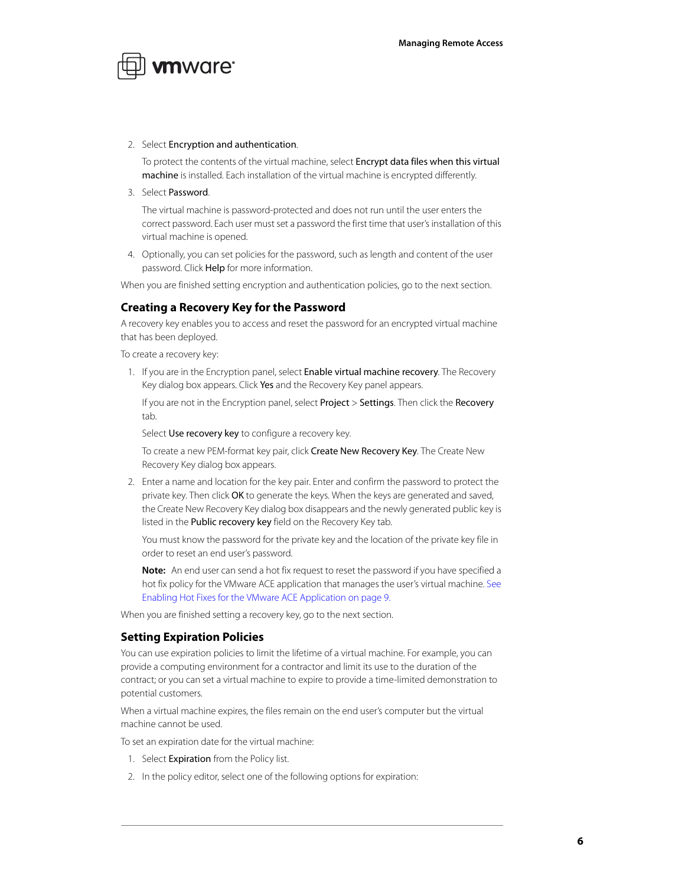2. Select **Encryption and authentication**.

   To protect the contents of the virtual machine, select **Encrypt data files when this virtual machine** is installed. Each installation of the virtual machine is encrypted differently.

3. Select **Password**.

   The virtual machine is password-protected and does not run until the user enters the correct password. Each user must set a password the first time that user's installation of this virtual machine is opened.

4. Optionally, you can set policies for the password, such as length and content of the user password. Click **Help** for more information.

When you are finished setting encryption and authentication policies, go to the next section.

### Creating a Recovery Key for the Password

A recovery key enables you to access and reset the password for an encrypted virtual machine that has been deployed.

To create a recovery key:

1. If you are in the Encryption panel, select **Enable virtual machine recovery**. The Recovery Key dialog box appears. Click **Yes** and the Recovery Key panel appears.

   If you are not in the Encryption panel, select **Project** > **Settings**. Then click the **Recovery** tab.

   Select **Use recovery key** to configure a recovery key.

   To create a new PEM-format key pair, click **Create New Recovery Key**. The Create New Recovery Key dialog box appears.

2. Enter a name and location for the key pair. Enter and confirm the password to protect the private key. Then click **OK** to generate the keys. When the keys are generated and saved, the Create New Recovery Key dialog box disappears and the newly generated public key is listed in the **Public recovery key** field on the Recovery Key tab.

   You must know the password for the private key and the location of the private key file in order to reset an end user's password.

   **Note:** An end user can send a hot fix request to reset the password if you have specified a hot fix policy for the VMware ACE application that manages the user's virtual machine. See Enabling Hot Fixes for the VMware ACE Application on page 9.

When you are finished setting a recovery key, go to the next section.

### Setting Expiration Policies

You can use expiration policies to limit the lifetime of a virtual machine. For example, you can provide a computing environment for a contractor and limit its use to the duration of the contract; or you can set a virtual machine to expire to provide a time-limited demonstration to potential customers.

When a virtual machine expires, the files remain on the end user's computer but the virtual machine cannot be used.

To set an expiration date for the virtual machine:

1. Select **Expiration** from the Policy list.
2. In the policy editor, select one of the following options for expiration: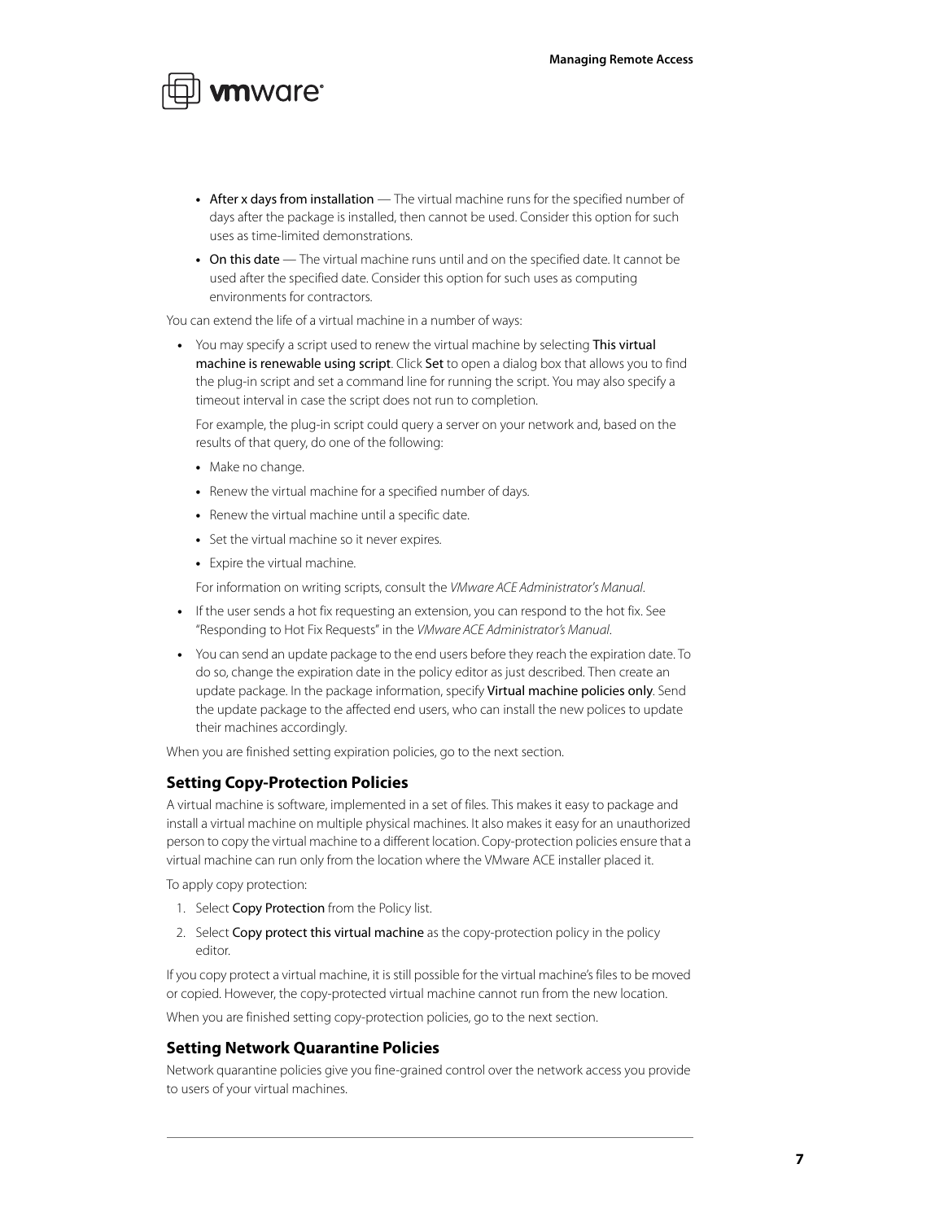- **After x days from installation** — The virtual machine runs for the specified number of days after the package is installed, then cannot be used. Consider this option for such uses as time-limited demonstrations.
- **On this date** — The virtual machine runs until and on the specified date. It cannot be used after the specified date. Consider this option for such uses as computing environments for contractors.

You can extend the life of a virtual machine in a number of ways:

- You may specify a script used to renew the virtual machine by selecting **This virtual machine is renewable using script**. Click **Set** to open a dialog box that allows you to find the plug-in script and set a command line for running the script. You may also specify a timeout interval in case the script does not run to completion.

  For example, the plug-in script could query a server on your network and, based on the results of that query, do one of the following:

  - Make no change.
  - Renew the virtual machine for a specified number of days.
  - Renew the virtual machine until a specific date.
  - Set the virtual machine so it never expires.
  - Expire the virtual machine.

  For information on writing scripts, consult the *VMware ACE Administrator's Manual*.

- If the user sends a hot fix requesting an extension, you can respond to the hot fix. See "Responding to Hot Fix Requests" in the *VMware ACE Administrator's Manual*.
- You can send an update package to the end users before they reach the expiration date. To do so, change the expiration date in the policy editor as just described. Then create an update package. In the package information, specify **Virtual machine policies only**. Send the update package to the affected end users, who can install the new polices to update their machines accordingly.

When you are finished setting expiration policies, go to the next section.

### Setting Copy-Protection Policies

A virtual machine is software, implemented in a set of files. This makes it easy to package and install a virtual machine on multiple physical machines. It also makes it easy for an unauthorized person to copy the virtual machine to a different location. Copy-protection policies ensure that a virtual machine can run only from the location where the VMware ACE installer placed it.

To apply copy protection:

1. Select **Copy Protection** from the Policy list.
2. Select **Copy protect this virtual machine** as the copy-protection policy in the policy editor.

If you copy protect a virtual machine, it is still possible for the virtual machine's files to be moved or copied. However, the copy-protected virtual machine cannot run from the new location.

When you are finished setting copy-protection policies, go to the next section.

### Setting Network Quarantine Policies

Network quarantine policies give you fine-grained control over the network access you provide to users of your virtual machines.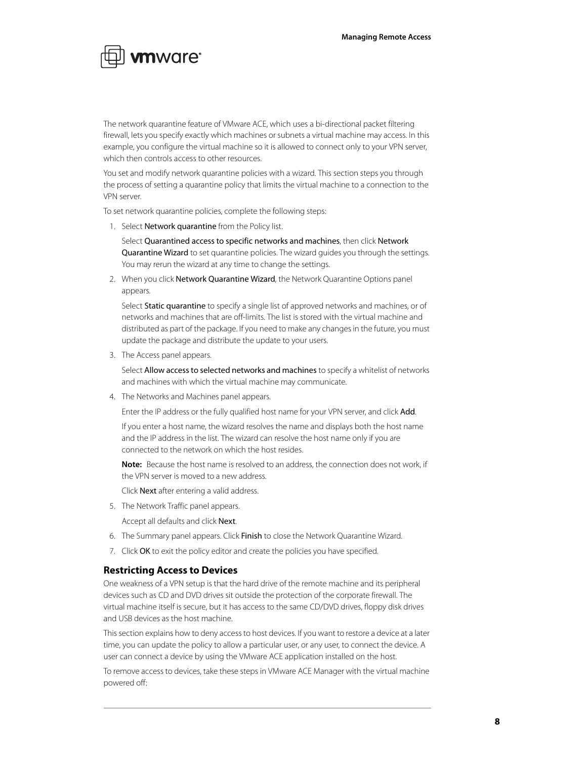The network quarantine feature of VMware ACE, which uses a bi-directional packet filtering firewall, lets you specify exactly which machines or subnets a virtual machine may access. In this example, you configure the virtual machine so it is allowed to connect only to your VPN server, which then controls access to other resources.

You set and modify network quarantine policies with a wizard. This section steps you through the process of setting a quarantine policy that limits the virtual machine to a connection to the VPN server.

To set network quarantine policies, complete the following steps:

1. Select Network quarantine from the Policy list.

   Select Quarantined access to specific networks and machines, then click Network Quarantine Wizard to set quarantine policies. The wizard guides you through the settings. You may rerun the wizard at any time to change the settings.

2. When you click Network Quarantine Wizard, the Network Quarantine Options panel appears.

   Select Static quarantine to specify a single list of approved networks and machines, or of networks and machines that are off-limits. The list is stored with the virtual machine and distributed as part of the package. If you need to make any changes in the future, you must update the package and distribute the update to your users.

3. The Access panel appears.

   Select Allow access to selected networks and machines to specify a whitelist of networks and machines with which the virtual machine may communicate.

4. The Networks and Machines panel appears.

   Enter the IP address or the fully qualified host name for your VPN server, and click Add.

   If you enter a host name, the wizard resolves the name and displays both the host name and the IP address in the list. The wizard can resolve the host name only if you are connected to the network on which the host resides.

   **Note:** Because the host name is resolved to an address, the connection does not work, if the VPN server is moved to a new address.

   Click Next after entering a valid address.

5. The Network Traffic panel appears.

   Accept all defaults and click Next.

6. The Summary panel appears. Click Finish to close the Network Quarantine Wizard.

7. Click OK to exit the policy editor and create the policies you have specified.

### Restricting Access to Devices

One weakness of a VPN setup is that the hard drive of the remote machine and its peripheral devices such as CD and DVD drives sit outside the protection of the corporate firewall. The virtual machine itself is secure, but it has access to the same CD/DVD drives, floppy disk drives and USB devices as the host machine.

This section explains how to deny access to host devices. If you want to restore a device at a later time, you can update the policy to allow a particular user, or any user, to connect the device. A user can connect a device by using the VMware ACE application installed on the host.

To remove access to devices, take these steps in VMware ACE Manager with the virtual machine powered off: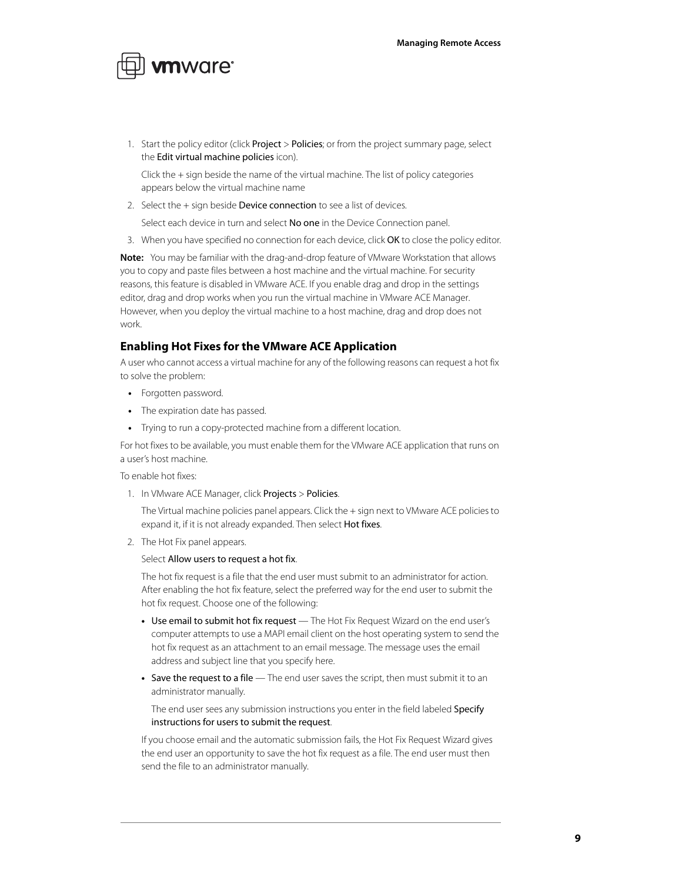1. Start the policy editor (click Project > Policies; or from the project summary page, select the Edit virtual machine policies icon).

   Click the + sign beside the name of the virtual machine. The list of policy categories appears below the virtual machine name

2. Select the + sign beside Device connection to see a list of devices.

   Select each device in turn and select No one in the Device Connection panel.

3. When you have specified no connection for each device, click OK to close the policy editor.

**Note:** You may be familiar with the drag-and-drop feature of VMware Workstation that allows you to copy and paste files between a host machine and the virtual machine. For security reasons, this feature is disabled in VMware ACE. If you enable drag and drop in the settings editor, drag and drop works when you run the virtual machine in VMware ACE Manager. However, when you deploy the virtual machine to a host machine, drag and drop does not work.

### Enabling Hot Fixes for the VMware ACE Application

A user who cannot access a virtual machine for any of the following reasons can request a hot fix to solve the problem:

- Forgotten password.
- The expiration date has passed.
- Trying to run a copy-protected machine from a different location.

For hot fixes to be available, you must enable them for the VMware ACE application that runs on a user's host machine.

To enable hot fixes:

1. In VMware ACE Manager, click Projects > Policies.

   The Virtual machine policies panel appears. Click the + sign next to VMware ACE policies to expand it, if it is not already expanded. Then select Hot fixes.

2. The Hot Fix panel appears.

   Select Allow users to request a hot fix.

   The hot fix request is a file that the end user must submit to an administrator for action. After enabling the hot fix feature, select the preferred way for the end user to submit the hot fix request. Choose one of the following:

   - Use email to submit hot fix request — The Hot Fix Request Wizard on the end user's computer attempts to use a MAPI email client on the host operating system to send the hot fix request as an attachment to an email message. The message uses the email address and subject line that you specify here.
   - Save the request to a file — The end user saves the script, then must submit it to an administrator manually.

     The end user sees any submission instructions you enter in the field labeled Specify instructions for users to submit the request.

   If you choose email and the automatic submission fails, the Hot Fix Request Wizard gives the end user an opportunity to save the hot fix request as a file. The end user must then send the file to an administrator manually.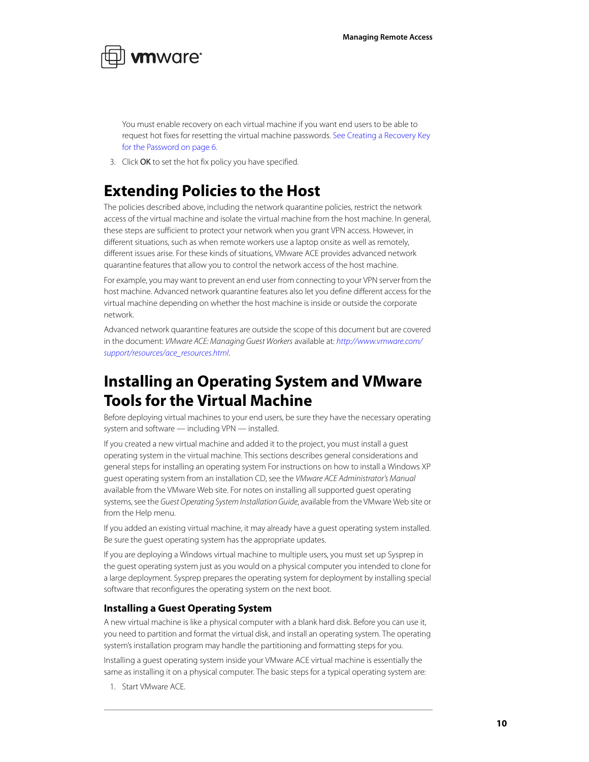You must enable recovery on each virtual machine if you want end users to be able to request hot fixes for resetting the virtual machine passwords. See Creating a Recovery Key for the Password on page 6.

3. Click **OK** to set the hot fix policy you have specified.

# Extending Policies to the Host

The policies described above, including the network quarantine policies, restrict the network access of the virtual machine and isolate the virtual machine from the host machine. In general, these steps are sufficient to protect your network when you grant VPN access. However, in different situations, such as when remote workers use a laptop onsite as well as remotely, different issues arise. For these kinds of situations, VMware ACE provides advanced network quarantine features that allow you to control the network access of the host machine.

For example, you may want to prevent an end user from connecting to your VPN server from the host machine. Advanced network quarantine features also let you define different access for the virtual machine depending on whether the host machine is inside or outside the corporate network.

Advanced network quarantine features are outside the scope of this document but are covered in the document: *VMware ACE: Managing Guest Workers* available at: *http://www.vmware.com/support/resources/ace_resources.html*.

# Installing an Operating System and VMware Tools for the Virtual Machine

Before deploying virtual machines to your end users, be sure they have the necessary operating system and software — including VPN — installed.

If you created a new virtual machine and added it to the project, you must install a guest operating system in the virtual machine. This sections describes general considerations and general steps for installing an operating system For instructions on how to install a Windows XP guest operating system from an installation CD, see the *VMware ACE Administrator's Manual* available from the VMware Web site. For notes on installing all supported guest operating systems, see the *Guest Operating System Installation Guide*, available from the VMware Web site or from the Help menu.

If you added an existing virtual machine, it may already have a guest operating system installed. Be sure the guest operating system has the appropriate updates.

If you are deploying a Windows virtual machine to multiple users, you must set up Sysprep in the guest operating system just as you would on a physical computer you intended to clone for a large deployment. Sysprep prepares the operating system for deployment by installing special software that reconfigures the operating system on the next boot.

## Installing a Guest Operating System

A new virtual machine is like a physical computer with a blank hard disk. Before you can use it, you need to partition and format the virtual disk, and install an operating system. The operating system's installation program may handle the partitioning and formatting steps for you.

Installing a guest operating system inside your VMware ACE virtual machine is essentially the same as installing it on a physical computer. The basic steps for a typical operating system are:

1. Start VMware ACE.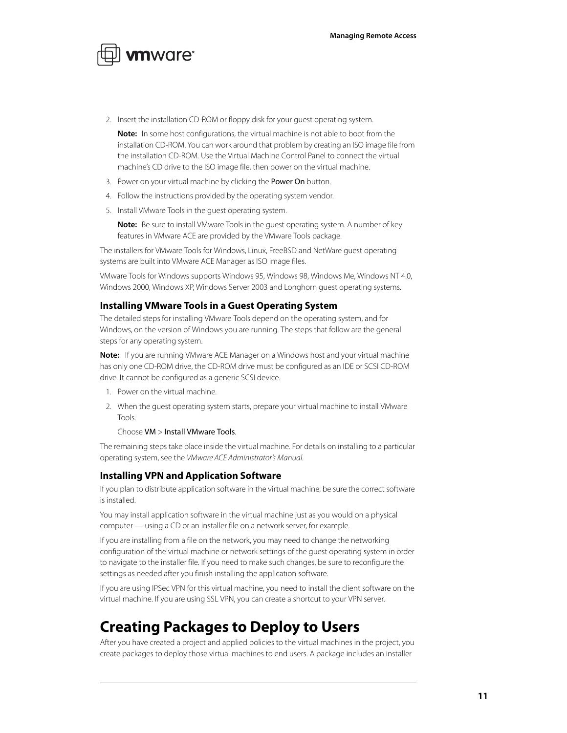2. Insert the installation CD-ROM or floppy disk for your guest operating system.

   **Note:** In some host configurations, the virtual machine is not able to boot from the installation CD-ROM. You can work around that problem by creating an ISO image file from the installation CD-ROM. Use the Virtual Machine Control Panel to connect the virtual machine's CD drive to the ISO image file, then power on the virtual machine.

3. Power on your virtual machine by clicking the Power On button.
4. Follow the instructions provided by the operating system vendor.
5. Install VMware Tools in the guest operating system.

   **Note:** Be sure to install VMware Tools in the guest operating system. A number of key features in VMware ACE are provided by the VMware Tools package.

The installers for VMware Tools for Windows, Linux, FreeBSD and NetWare guest operating systems are built into VMware ACE Manager as ISO image files.

VMware Tools for Windows supports Windows 95, Windows 98, Windows Me, Windows NT 4.0, Windows 2000, Windows XP, Windows Server 2003 and Longhorn guest operating systems.

### Installing VMware Tools in a Guest Operating System

The detailed steps for installing VMware Tools depend on the operating system, and for Windows, on the version of Windows you are running. The steps that follow are the general steps for any operating system.

**Note:** If you are running VMware ACE Manager on a Windows host and your virtual machine has only one CD-ROM drive, the CD-ROM drive must be configured as an IDE or SCSI CD-ROM drive. It cannot be configured as a generic SCSI device.

1. Power on the virtual machine.
2. When the guest operating system starts, prepare your virtual machine to install VMware Tools.

   Choose VM > Install VMware Tools.

The remaining steps take place inside the virtual machine. For details on installing to a particular operating system, see the *VMware ACE Administrator's Manual*.

### Installing VPN and Application Software

If you plan to distribute application software in the virtual machine, be sure the correct software is installed.

You may install application software in the virtual machine just as you would on a physical computer — using a CD or an installer file on a network server, for example.

If you are installing from a file on the network, you may need to change the networking configuration of the virtual machine or network settings of the guest operating system in order to navigate to the installer file. If you need to make such changes, be sure to reconfigure the settings as needed after you finish installing the application software.

If you are using IPSec VPN for this virtual machine, you need to install the client software on the virtual machine. If you are using SSL VPN, you can create a shortcut to your VPN server.

## Creating Packages to Deploy to Users

After you have created a project and applied policies to the virtual machines in the project, you create packages to deploy those virtual machines to end users. A package includes an installer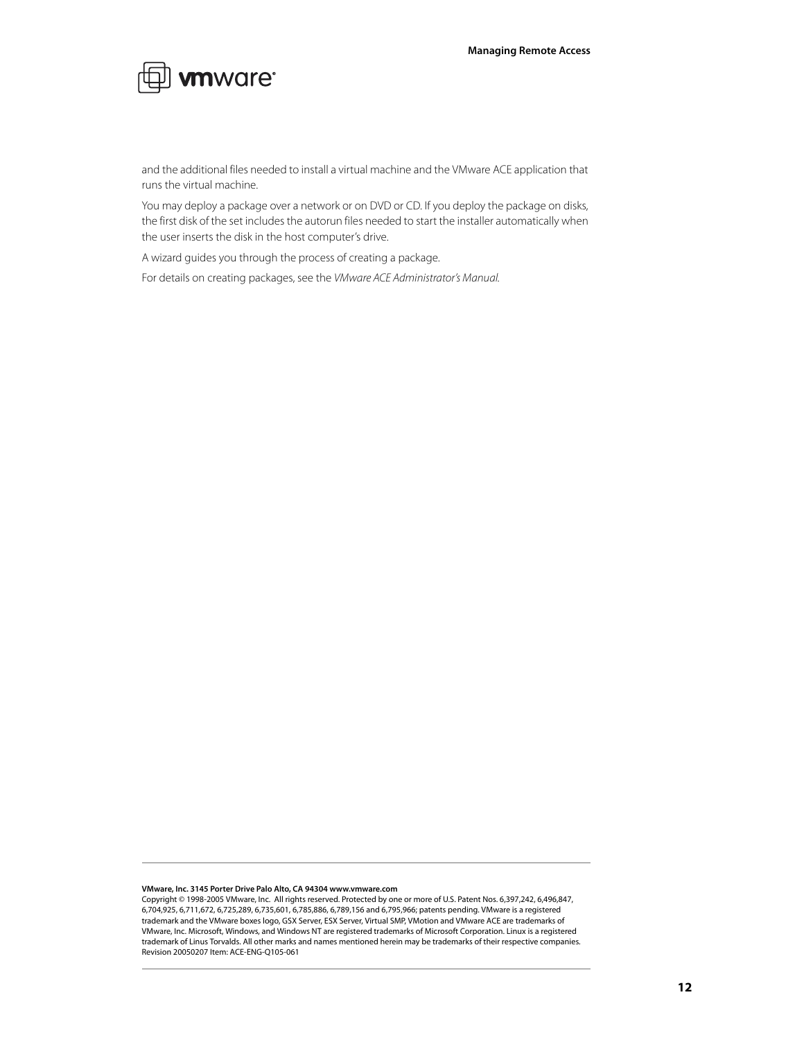and the additional files needed to install a virtual machine and the VMware ACE application that runs the virtual machine.

You may deploy a package over a network or on DVD or CD. If you deploy the package on disks, the first disk of the set includes the autorun files needed to start the installer automatically when the user inserts the disk in the host computer's drive.

A wizard guides you through the process of creating a package.

For details on creating packages, see the *VMware ACE Administrator's Manual.*

---

**VMware, Inc. 3145 Porter Drive Palo Alto, CA 94304 www.vmware.com**
Copyright © 1998-2005 VMware, Inc. All rights reserved. Protected by one or more of U.S. Patent Nos. 6,397,242, 6,496,847, 6,704,925, 6,711,672, 6,725,289, 6,735,601, 6,785,886, 6,789,156 and 6,795,966; patents pending. VMware is a registered trademark and the VMware boxes logo, GSX Server, ESX Server, Virtual SMP, VMotion and VMware ACE are trademarks of VMware, Inc. Microsoft, Windows, and Windows NT are registered trademarks of Microsoft Corporation. Linux is a registered trademark of Linus Torvalds. All other marks and names mentioned herein may be trademarks of their respective companies. Revision 20050207 Item: ACE-ENG-Q105-061